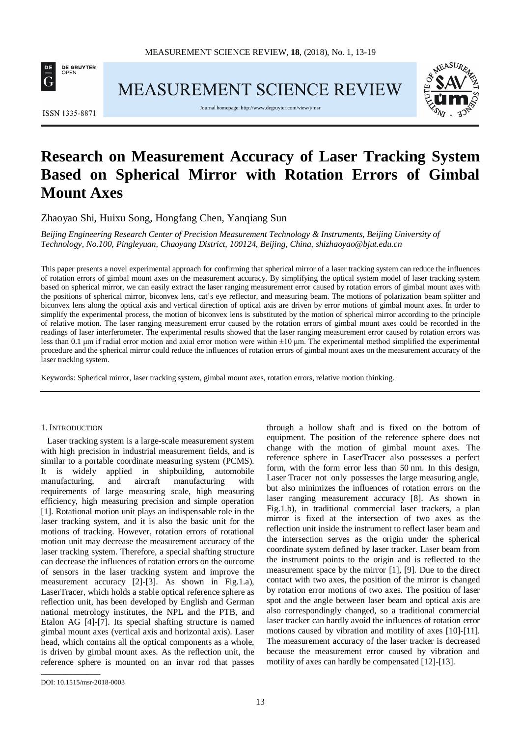# Research on Measurement Accuracy of Laser Tracking System Based on Spherical Mirror with Rotation Errors of Gimbal Mount Axes

Zhaoyao Shi, Huixu Song, Hongfang Chen, Yanqiang Sun

*Beijing Engineering Research Center of Precision Measurement Technology & Instruments, Beijing University of Technology, No.100, Pingleyuan, Chaoyang District, 100124, Beijing, China, shizhaoyao@bjut.edu.cn*

This paper presents a novel experimental approach for confirming that spherical mirror of a laser tracking system can reduce the influences of rotation errors of gimbal mount axes on the measurement accuracy. By simplifying the optical system model of laser tracking system based on spherical mirror, we can easily extract the laser ranging measurement error caused by rotation errors of gimbal mount axes with the positions of spherical mirror, biconvex lens, cat's eye reflector, and measuring beam. The motions of polarization beam splitter and biconvex lens along the optical axis and vertical direction of optical axis are driven by error motions of gimbal mount axes. In order to simplify the experimental process, the motion of biconvex lens is substituted by the motion of spherical mirror according to the principle of relative motion. The laser ranging measurement error caused by the rotation errors of gimbal mount axes could be recorded in the readings of laser interferometer. The experimental results showed that the laser ranging measurement error caused by rotation errors was less than 0.1 μm if radial error motion and axial error motion were within ±10 μm. The experimental method simplified the experimental procedure and the spherical mirror could reduce the influences of rotation errors of gimbal mount axes on the measurement accuracy of the laser tracking system.

Keywords: Spherical mirror, laser tracking system, gimbal mount axes, rotation errors, relative motion thinking.

## 1. Introduction

Laser tracking system is a large-scale measurement system with high precision in industrial measurement fields, and is similar to a portable coordinate measuring system (PCMS). It is widely applied in shipbuilding, automobile manufacturing, and aircraft manufacturing with requirements of large measuring scale, high measuring efficiency, high measuring precision and simple operation [1]. Rotational motion unit plays an indispensable role in the laser tracking system, and it is also the basic unit for the motions of tracking. However, rotation errors of rotational motion unit may decrease the measurement accuracy of the laser tracking system. Therefore, a special shafting structure can decrease the influences of rotation errors on the outcome of sensors in the laser tracking system and improve the measurement accuracy [2]-[3]. As shown in Fig.1.a), LaserTracer, which holds a stable optical reference sphere as reflection unit, has been developed by English and German national metrology institutes, the NPL and the PTB, and Etalon AG [4]-[7]. Its special shafting structure is named gimbal mount axes (vertical axis and horizontal axis). Laser head, which contains all the optical components as a whole, is driven by gimbal mount axes. As the reflection unit, the reference sphere is mounted on an invar rod that passes through a hollow shaft and is fixed on the bottom of equipment. The position of the reference sphere does not change with the motion of gimbal mount axes. The reference sphere in LaserTracer also possesses a perfect form, with the form error less than 50 nm. In this design, Laser Tracer not only possesses the large measuring angle, but also minimizes the influences of rotation errors on the laser ranging measurement accuracy [8]. As shown in Fig.1.b), in traditional commercial laser trackers, a plan mirror is fixed at the intersection of two axes as the reflection unit inside the instrument to reflect laser beam and the intersection serves as the origin under the spherical coordinate system defined by laser tracker. Laser beam from the instrument points to the origin and is reflected to the measurement space by the mirror [1], [9]. Due to the direct contact with two axes, the position of the mirror is changed by rotation error motions of two axes. The position of laser spot and the angle between laser beam and optical axis are also correspondingly changed, so a traditional commercial laser tracker can hardly avoid the influences of rotation error motions caused by vibration and motility of axes [10]-[11]. The measurement accuracy of the laser tracker is decreased because the measurement error caused by vibration and motility of axes can hardly be compensated [12]-[13].

DOI: 10.1515/msr-2018-0003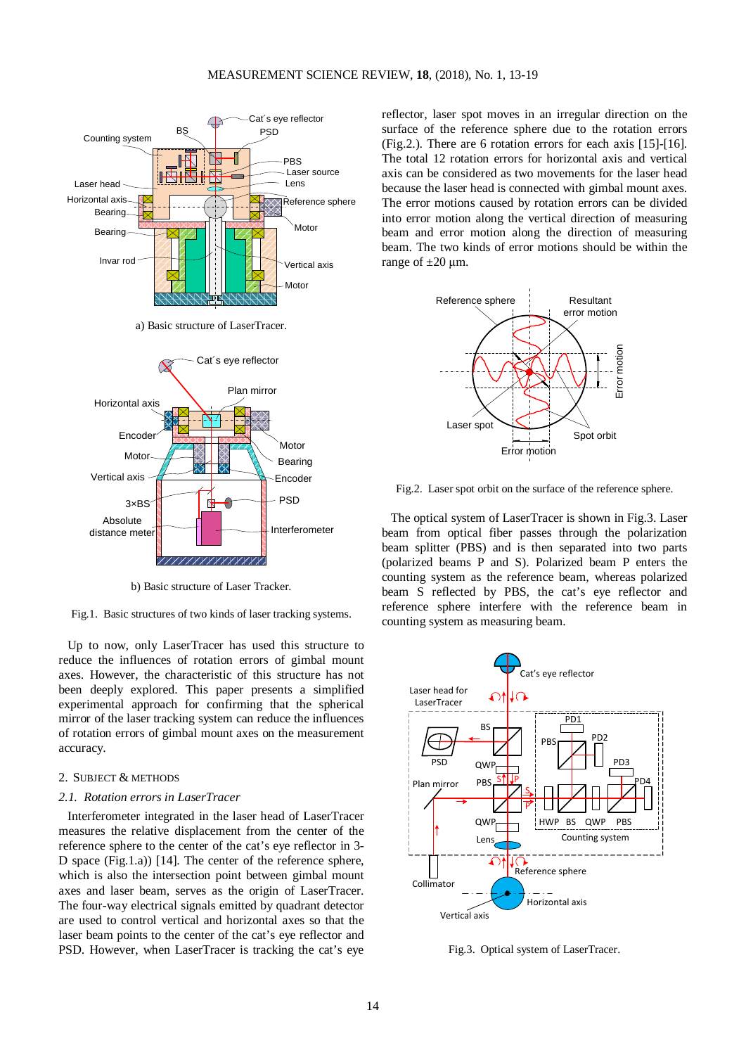a) Basic structure of LaserTracer.

b) Basic structure of Laser Tracker.

Fig.1. Basic structures of two kinds of laser tracking systems.

Up to now, only LaserTracer has used this structure to reduce the influences of rotation errors of gimbal mount axes. However, the characteristic of this structure has not been deeply explored. This paper presents a simplified experimental approach for confirming that the spherical mirror of the laser tracking system can reduce the influences of rotation errors of gimbal mount axes on the measurement accuracy.

## 2. Subject & Methods

### 2.1. *Rotation errors in LaserTracer*

Interferometer integrated in the laser head of LaserTracer measures the relative displacement from the center of the reference sphere to the center of the cat's eye reflector in 3-D space (Fig.1.a)) [14]. The center of the reference sphere, which is also the intersection point between gimbal mount axes and laser beam, serves as the origin of LaserTracer. The four-way electrical signals emitted by quadrant detector are used to control vertical and horizontal axes so that the laser beam points to the center of the cat's eye reflector and PSD. However, when LaserTracer is tracking the cat's eye reflector, laser spot moves in an irregular direction on the surface of the reference sphere due to the rotation errors (Fig.2.). There are 6 rotation errors for each axis [15]-[16]. The total 12 rotation errors for horizontal axis and vertical axis can be considered as two movements for the laser head because the laser head is connected with gimbal mount axes. The error motions caused by rotation errors can be divided into error motion along the vertical direction of measuring beam and error motion along the direction of measuring beam. The two kinds of error motions should be within the range of ±20 μm.

Fig.2. Laser spot orbit on the surface of the reference sphere.

The optical system of LaserTracer is shown in Fig.3. Laser beam from optical fiber passes through the polarization beam splitter (PBS) and is then separated into two parts (polarized beams P and S). Polarized beam P enters the counting system as the reference beam, whereas polarized beam S reflected by PBS, the cat's eye reflector and reference sphere interfere with the reference beam in counting system as measuring beam.

Fig.3. Optical system of LaserTracer.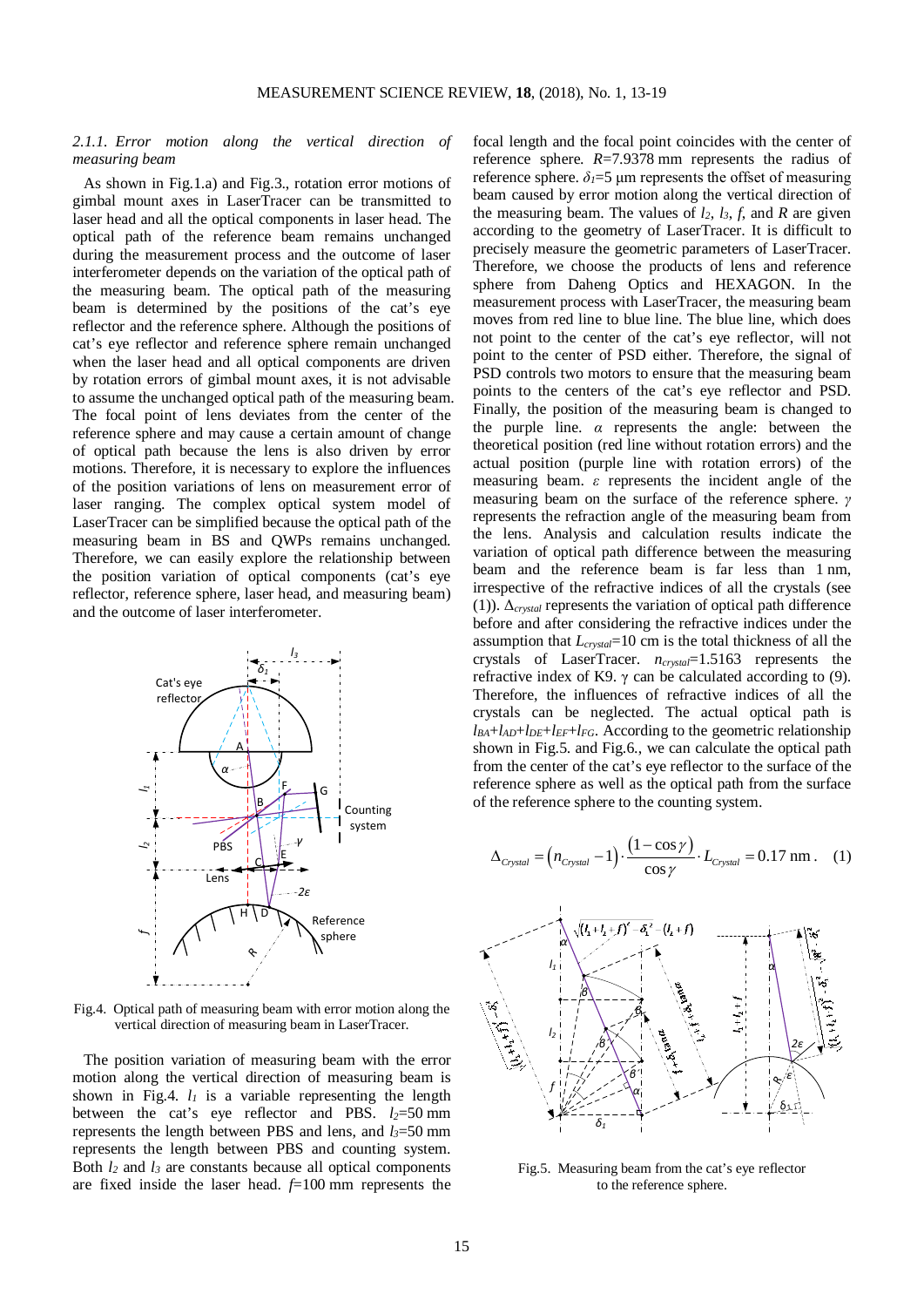#### 2.1.1. Error motion along the vertical direction of measuring beam

As shown in Fig.1.a) and Fig.3., rotation error motions of gimbal mount axes in LaserTracer can be transmitted to laser head and all the optical components in laser head. The optical path of the reference beam remains unchanged during the measurement process and the outcome of laser interferometer depends on the variation of the optical path of the measuring beam. The optical path of the measuring beam is determined by the positions of the cat's eye reflector and the reference sphere. Although the positions of cat's eye reflector and reference sphere remain unchanged when the laser head and all optical components are driven by rotation errors of gimbal mount axes, it is not advisable to assume the unchanged optical path of the measuring beam. The focal point of lens deviates from the center of the reference sphere and may cause a certain amount of change of optical path because the lens is also driven by error motions. Therefore, it is necessary to explore the influences of the position variations of lens on measurement error of laser ranging. The complex optical system model of LaserTracer can be simplified because the optical path of the measuring beam in BS and QWPs remains unchanged. Therefore, we can easily explore the relationship between the position variation of optical components (cat's eye reflector, reference sphere, laser head, and measuring beam) and the outcome of laser interferometer.

Fig.4. Optical path of measuring beam with error motion along the vertical direction of measuring beam in LaserTracer.

The position variation of measuring beam with the error motion along the vertical direction of measuring beam is shown in Fig.4. $l_1$ is a variable representing the length between the cat's eye reflector and PBS. $l_2$=50 mm represents the length between PBS and lens, and $l_3$=50 mm represents the length between PBS and counting system. Both $l_2$ and $l_3$ are constants because all optical components are fixed inside the laser head. $f$=100 mm represents the focal length and the focal point coincides with the center of reference sphere. $R$=7.9378 mm represents the radius of reference sphere. $\delta_1$=5 μm represents the offset of measuring beam caused by error motion along the vertical direction of the measuring beam. The values of $l_2$, $l_3$, $f$, and $R$ are given according to the geometry of LaserTracer. It is difficult to precisely measure the geometric parameters of LaserTracer. Therefore, we choose the products of lens and reference sphere from Daheng Optics and HEXAGON. In the measurement process with LaserTracer, the measuring beam moves from red line to blue line. The blue line, which does not point to the center of the cat's eye reflector, will not point to the center of PSD either. Therefore, the signal of PSD controls two motors to ensure that the measuring beam points to the centers of the cat's eye reflector and PSD. Finally, the position of the measuring beam is changed to the purple line. $\alpha$ represents the angle: between the theoretical position (red line without rotation errors) and the actual position (purple line with rotation errors) of the measuring beam. $\varepsilon$ represents the incident angle of the measuring beam on the surface of the reference sphere. $\gamma$ represents the refraction angle of the measuring beam from the lens. Analysis and calculation results indicate the variation of optical path difference between the measuring beam and the reference beam is far less than 1 nm, irrespective of the refractive indices of all the crystals (see (1)). $\Delta_{crystal}$ represents the variation of optical path difference before and after considering the refractive indices under the assumption that $L_{crystal}$=10 cm is the total thickness of all the crystals of LaserTracer. $n_{crystal}$=1.5163 represents the refractive index of K9. $\gamma$ can be calculated according to (9). Therefore, the influences of refractive indices of all the crystals can be neglected. The actual optical path is $l_{BA}$+$l_{AD}$+$l_{DE}$+$l_{EF}$+$l_{FG}$. According to the geometric relationship shown in Fig.5. and Fig.6., we can calculate the optical path from the center of the cat's eye reflector to the surface of the reference sphere as well as the optical path from the surface of the reference sphere to the counting system.

$$\Delta_{Crystal} = \left(n_{Crystal} - 1\right) \cdot \frac{\left(1 - \cos\gamma\right)}{\cos\gamma} \cdot L_{Crystal} = 0.17 \text{ nm}. \quad (1)$$

Fig.5. Measuring beam from the cat's eye reflector to the reference sphere.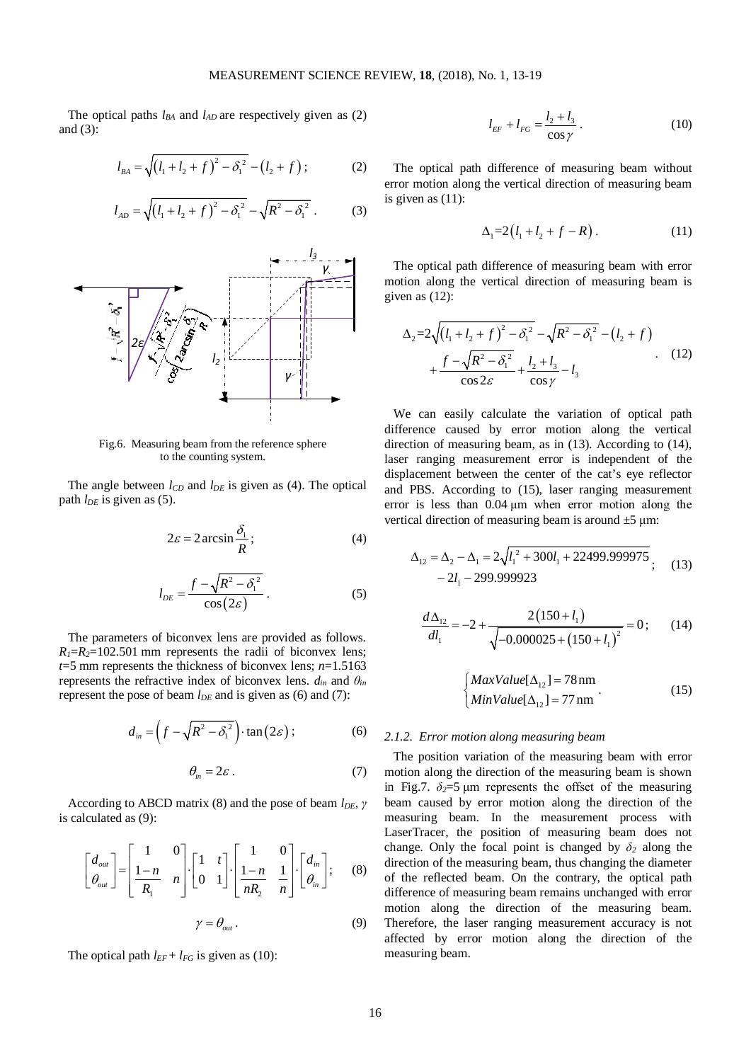The optical paths $l_{BA}$ and $l_{AD}$ are respectively given as (2) and (3):

$$l_{BA}=\sqrt{\left(l_1+l_2+f\right)^2-\delta_1^2}-\left(l_2+f\right); \quad (2)$$

$$l_{AD}=\sqrt{\left(l_1+l_2+f\right)^2-\delta_1^2}-\sqrt{R^2-\delta_1^2}. \quad (3)$$

Fig.6. Measuring beam from the reference sphere to the counting system.

The angle between $l_{CD}$ and $l_{DE}$ is given as (4). The optical path $l_{DE}$ is given as (5).

$$2\varepsilon=2\arcsin\frac{\delta_1}{R}; \quad (4)$$

$$l_{DE}=\frac{f-\sqrt{R^2-\delta_1^2}}{\cos\left(2\varepsilon\right)}. \quad (5)$$

The parameters of biconvex lens are provided as follows. $R_1$=$R_2$=102.501 mm represents the radii of biconvex lens; $t$=5 mm represents the thickness of biconvex lens; $n$=1.5163 represents the refractive index of biconvex lens. $d_{in}$ and $\theta_{in}$ represent the pose of beam $l_{DE}$ and is given as (6) and (7):

$$d_{in}=\left(f-\sqrt{R^2-\delta_1^2}\right)\cdot\tan\left(2\varepsilon\right); \quad (6)$$

$$\theta_{in}=2\varepsilon. \quad (7)$$

According to ABCD matrix (8) and the pose of beam $l_{DE}$, $\gamma$ is calculated as (9):

$$\begin{bmatrix} d_{out} \\ \theta_{out} \end{bmatrix}=\begin{bmatrix} 1 & 0 \\ \dfrac{1-n}{R_1} & n \end{bmatrix}\cdot\begin{bmatrix} 1 & t \\ 0 & 1 \end{bmatrix}\cdot\begin{bmatrix} 1 & 0 \\ \dfrac{1-n}{nR_2} & \dfrac{1}{n} \end{bmatrix}\cdot\begin{bmatrix} d_{in} \\ \theta_{in} \end{bmatrix}; \quad (8)$$

$$\gamma=\theta_{out}. \quad (9)$$

The optical path $l_{EF}+l_{FG}$ is given as (10):

$$l_{EF}+l_{FG}=\frac{l_2+l_3}{\cos\gamma}. \quad (10)$$

The optical path difference of measuring beam without error motion along the vertical direction of measuring beam is given as (11):

$$\Delta_1=2\left(l_1+l_2+f-R\right). \quad (11)$$

The optical path difference of measuring beam with error motion along the vertical direction of measuring beam is given as (12):

$$\Delta_2=2\sqrt{\left(l_1+l_2+f\right)^2-\delta_1^2}-\sqrt{R^2-\delta_1^2}-\left(l_2+f\right)+\frac{f-\sqrt{R^2-\delta_1^2}}{\cos 2\varepsilon}+\frac{l_2+l_3}{\cos\gamma}-l_3. \quad (12)$$

We can easily calculate the variation of optical path difference caused by error motion along the vertical direction of measuring beam, as in (13). According to (14), laser ranging measurement error is independent of the displacement between the center of the cat's eye reflector and PBS. According to (15), laser ranging measurement error is less than 0.04 μm when error motion along the vertical direction of measuring beam is around ±5 μm:

$$\Delta_{12}=\Delta_2-\Delta_1=2\sqrt{l_1^2+300l_1+22499.999975}-2l_1-299.999923; \quad (13)$$

$$\frac{d\Delta_{12}}{dl_1}=-2+\frac{2\left(150+l_1\right)}{\sqrt{-0.000025+\left(150+l_1\right)^2}}=0; \quad (14)$$

$$\begin{cases} MaxValue[\Delta_{12}]=78\,\text{nm} \\ MinValue[\Delta_{12}]=77\,\text{nm} \end{cases}. \quad (15)$$

#### *2.1.2. Error motion along measuring beam*

The position variation of the measuring beam with error motion along the direction of the measuring beam is shown in Fig.7. $\delta_2$=5 μm represents the offset of the measuring beam caused by error motion along the direction of the measuring beam. In the measurement process with LaserTracer, the position of measuring beam does not change. Only the focal point is changed by $\delta_2$ along the direction of the measuring beam, thus changing the diameter of the reflected beam. On the contrary, the optical path difference of measuring beam remains unchanged with error motion along the direction of the measuring beam. Therefore, the laser ranging measurement accuracy is not affected by error motion along the direction of the measuring beam.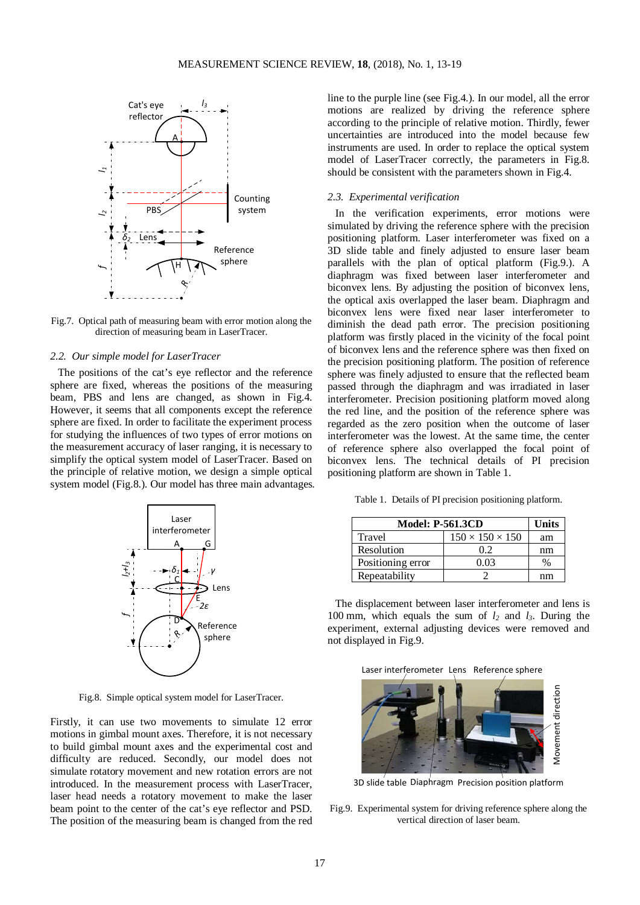Fig.7. Optical path of measuring beam with error motion along the direction of measuring beam in LaserTracer.

### 2.2. Our simple model for LaserTracer

The positions of the cat's eye reflector and the reference sphere are fixed, whereas the positions of the measuring beam, PBS and lens are changed, as shown in Fig.4. However, it seems that all components except the reference sphere are fixed. In order to facilitate the experiment process for studying the influences of two types of error motions on the measurement accuracy of laser ranging, it is necessary to simplify the optical system model of LaserTracer. Based on the principle of relative motion, we design a simple optical system model (Fig.8.). Our model has three main advantages.

Fig.8. Simple optical system model for LaserTracer.

Firstly, it can use two movements to simulate 12 error motions in gimbal mount axes. Therefore, it is not necessary to build gimbal mount axes and the experimental cost and difficulty are reduced. Secondly, our model does not simulate rotatory movement and new rotation errors are not introduced. In the measurement process with LaserTracer, laser head needs a rotatory movement to make the laser beam point to the center of the cat's eye reflector and PSD. The position of the measuring beam is changed from the red line to the purple line (see Fig.4.). In our model, all the error motions are realized by driving the reference sphere according to the principle of relative motion. Thirdly, fewer uncertainties are introduced into the model because few instruments are used. In order to replace the optical system model of LaserTracer correctly, the parameters in Fig.8. should be consistent with the parameters shown in Fig.4.

### 2.3. Experimental verification

In the verification experiments, error motions were simulated by driving the reference sphere with the precision positioning platform. Laser interferometer was fixed on a 3D slide table and finely adjusted to ensure laser beam parallels with the plan of optical platform (Fig.9.). A diaphragm was fixed between laser interferometer and biconvex lens. By adjusting the position of biconvex lens, the optical axis overlapped the laser beam. Diaphragm and biconvex lens were fixed near laser interferometer to diminish the dead path error. The precision positioning platform was firstly placed in the vicinity of the focal point of biconvex lens and the reference sphere was then fixed on the precision positioning platform. The position of reference sphere was finely adjusted to ensure that the reflected beam passed through the diaphragm and was irradiated in laser interferometer. Precision positioning platform moved along the red line, and the position of the reference sphere was regarded as the zero position when the outcome of laser interferometer was the lowest. At the same time, the center of reference sphere also overlapped the focal point of biconvex lens. The technical details of PI precision positioning platform are shown in Table 1.

Table 1. Details of PI precision positioning platform.

| Model: P-561.3CD | | Units |
|---|---|---|
| Travel | 150 × 150 × 150 | am |
| Resolution | 0.2 | nm |
| Positioning error | 0.03 | % |
| Repeatability | 2 | nm |

The displacement between laser interferometer and lens is 100 mm, which equals the sum of $l_2$ and $l_3$. During the experiment, external adjusting devices were removed and not displayed in Fig.9.

Fig.9. Experimental system for driving reference sphere along the vertical direction of laser beam.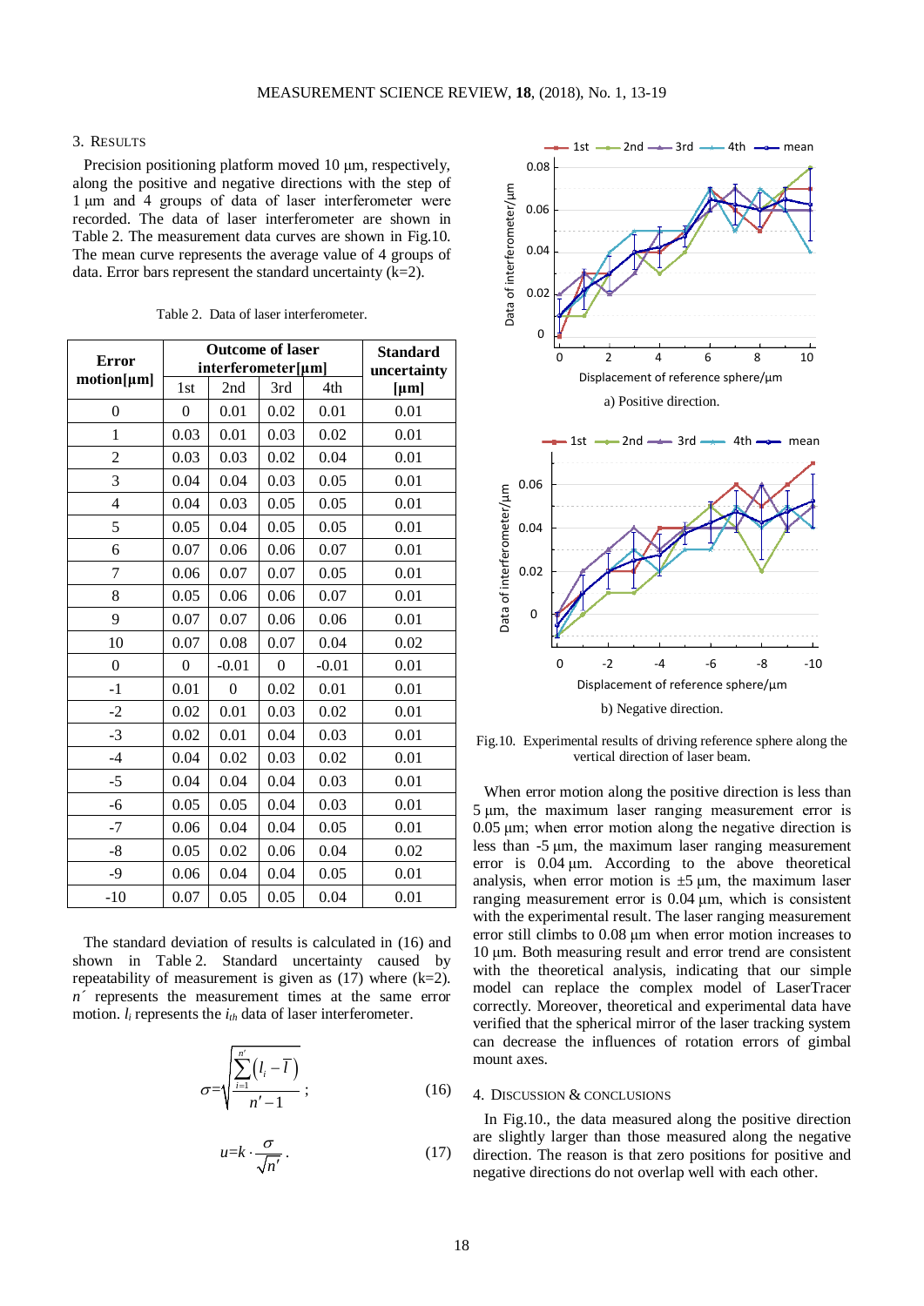## 3. RESULTS

Precision positioning platform moved 10 μm, respectively, along the positive and negative directions with the step of 1 μm and 4 groups of data of laser interferometer were recorded. The data of laser interferometer are shown in Table 2. The measurement data curves are shown in Fig.10. The mean curve represents the average value of 4 groups of data. Error bars represent the standard uncertainty (k=2).

Table 2. Data of laser interferometer.

| Error motion[μm] | Outcome of laser interferometer[μm] | | | | Standard uncertainty [μm] |
|---|---|---|---|---|---|
| | 1st | 2nd | 3rd | 4th | |
| 0 | 0 | 0.01 | 0.02 | 0.01 | 0.01 |
| 1 | 0.03 | 0.01 | 0.03 | 0.02 | 0.01 |
| 2 | 0.03 | 0.03 | 0.02 | 0.04 | 0.01 |
| 3 | 0.04 | 0.04 | 0.03 | 0.05 | 0.01 |
| 4 | 0.04 | 0.03 | 0.05 | 0.05 | 0.01 |
| 5 | 0.05 | 0.04 | 0.05 | 0.05 | 0.01 |
| 6 | 0.07 | 0.06 | 0.06 | 0.07 | 0.01 |
| 7 | 0.06 | 0.07 | 0.07 | 0.05 | 0.01 |
| 8 | 0.05 | 0.06 | 0.06 | 0.07 | 0.01 |
| 9 | 0.07 | 0.07 | 0.06 | 0.06 | 0.01 |
| 10 | 0.07 | 0.08 | 0.07 | 0.04 | 0.02 |
| 0 | 0 | -0.01 | 0 | -0.01 | 0.01 |
| -1 | 0.01 | 0 | 0.02 | 0.01 | 0.01 |
| -2 | 0.02 | 0.01 | 0.03 | 0.02 | 0.01 |
| -3 | 0.02 | 0.01 | 0.04 | 0.03 | 0.01 |
| -4 | 0.04 | 0.02 | 0.03 | 0.02 | 0.01 |
| -5 | 0.04 | 0.04 | 0.04 | 0.03 | 0.01 |
| -6 | 0.05 | 0.05 | 0.04 | 0.03 | 0.01 |
| -7 | 0.06 | 0.04 | 0.04 | 0.05 | 0.01 |
| -8 | 0.05 | 0.02 | 0.06 | 0.04 | 0.02 |
| -9 | 0.06 | 0.04 | 0.04 | 0.05 | 0.01 |
| -10 | 0.07 | 0.05 | 0.05 | 0.04 | 0.01 |

The standard deviation of results is calculated in (16) and shown in Table 2. Standard uncertainty caused by repeatability of measurement is given as (17) where (k=2). $n'$ represents the measurement times at the same error motion. $l_i$ represents the $i_{th}$ data of laser interferometer.

$$\sigma = \sqrt{\frac{\sum_{i=1}^{n'}\left(l_i - \bar{l}\right)}{n'-1}}\,; \tag{16}$$

$$u = k \cdot \frac{\sigma}{\sqrt{n'}}\,. \tag{17}$$

a) Positive direction.

b) Negative direction.

Fig.10. Experimental results of driving reference sphere along the vertical direction of laser beam.

When error motion along the positive direction is less than 5 μm, the maximum laser ranging measurement error is 0.05 μm; when error motion along the negative direction is less than -5 μm, the maximum laser ranging measurement error is 0.04 μm. According to the above theoretical analysis, when error motion is ±5 μm, the maximum laser ranging measurement error is 0.04 μm, which is consistent with the experimental result. The laser ranging measurement error still climbs to 0.08 μm when error motion increases to 10 μm. Both measuring result and error trend are consistent with the theoretical analysis, indicating that our simple model can replace the complex model of LaserTracer correctly. Moreover, theoretical and experimental data have verified that the spherical mirror of the laser tracking system can decrease the influences of rotation errors of gimbal mount axes.

## 4. DISCUSSION & CONCLUSIONS

In Fig.10., the data measured along the positive direction are slightly larger than those measured along the negative direction. The reason is that zero positions for positive and negative directions do not overlap well with each other.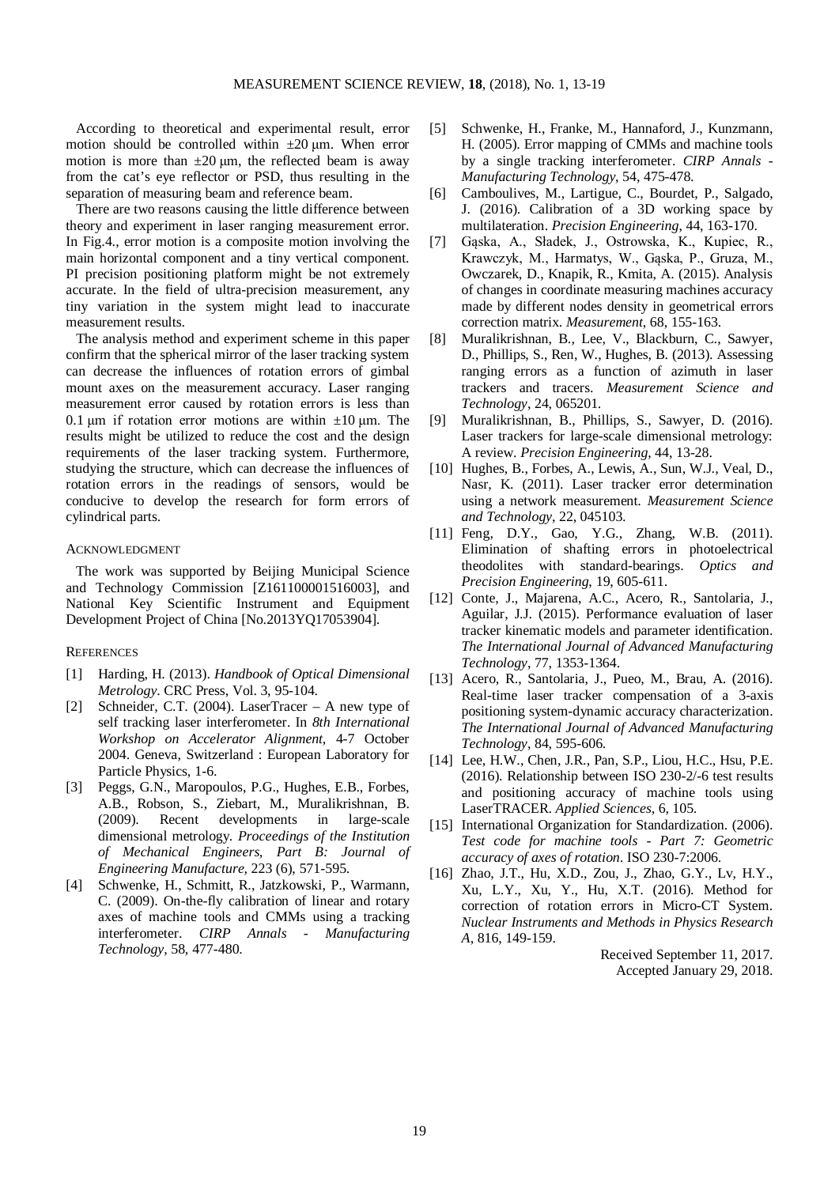According to theoretical and experimental result, error motion should be controlled within ±20 μm. When error motion is more than ±20 μm, the reflected beam is away from the cat's eye reflector or PSD, thus resulting in the separation of measuring beam and reference beam.

There are two reasons causing the little difference between theory and experiment in laser ranging measurement error. In Fig.4., error motion is a composite motion involving the main horizontal component and a tiny vertical component. PI precision positioning platform might be not extremely accurate. In the field of ultra-precision measurement, any tiny variation in the system might lead to inaccurate measurement results.

The analysis method and experiment scheme in this paper confirm that the spherical mirror of the laser tracking system can decrease the influences of rotation errors of gimbal mount axes on the measurement accuracy. Laser ranging measurement error caused by rotation errors is less than 0.1 μm if rotation error motions are within ±10 μm. The results might be utilized to reduce the cost and the design requirements of the laser tracking system. Furthermore, studying the structure, which can decrease the influences of rotation errors in the readings of sensors, would be conducive to develop the research for form errors of cylindrical parts.

## ACKNOWLEDGMENT

The work was supported by Beijing Municipal Science and Technology Commission [Z161100001516003], and National Key Scientific Instrument and Equipment Development Project of China [No.2013YQ17053904].

## REFERENCES

[1] Harding, H. (2013). *Handbook of Optical Dimensional Metrology*. CRC Press, Vol. 3, 95-104.

[2] Schneider, C.T. (2004). LaserTracer – A new type of self tracking laser interferometer. In *8th International Workshop on Accelerator Alignment*, 4-7 October 2004. Geneva, Switzerland : European Laboratory for Particle Physics, 1-6.

[3] Peggs, G.N., Maropoulos, P.G., Hughes, E.B., Forbes, A.B., Robson, S., Ziebart, M., Muralikrishnan, B. (2009). Recent developments in large-scale dimensional metrology. *Proceedings of the Institution of Mechanical Engineers, Part B: Journal of Engineering Manufacture*, 223 (6), 571-595.

[4] Schwenke, H., Schmitt, R., Jatzkowski, P., Warmann, C. (2009). On-the-fly calibration of linear and rotary axes of machine tools and CMMs using a tracking interferometer. *CIRP Annals - Manufacturing Technology*, 58, 477-480.

[5] Schwenke, H., Franke, M., Hannaford, J., Kunzmann, H. (2005). Error mapping of CMMs and machine tools by a single tracking interferometer. *CIRP Annals - Manufacturing Technology*, 54, 475-478.

[6] Camboulives, M., Lartigue, C., Bourdet, P., Salgado, J. (2016). Calibration of a 3D working space by multilateration. *Precision Engineering*, 44, 163-170.

[7] Gąska, A., Sładek, J., Ostrowska, K., Kupiec, R., Krawczyk, M., Harmatys, W., Gąska, P., Gruza, M., Owczarek, D., Knapik, R., Kmita, A. (2015). Analysis of changes in coordinate measuring machines accuracy made by different nodes density in geometrical errors correction matrix. *Measurement*, 68, 155-163.

[8] Muralikrishnan, B., Lee, V., Blackburn, C., Sawyer, D., Phillips, S., Ren, W., Hughes, B. (2013). Assessing ranging errors as a function of azimuth in laser trackers and tracers. *Measurement Science and Technology*, 24, 065201.

[9] Muralikrishnan, B., Phillips, S., Sawyer, D. (2016). Laser trackers for large-scale dimensional metrology: A review. *Precision Engineering*, 44, 13-28.

[10] Hughes, B., Forbes, A., Lewis, A., Sun, W.J., Veal, D., Nasr, K. (2011). Laser tracker error determination using a network measurement. *Measurement Science and Technology*, 22, 045103.

[11] Feng, D.Y., Gao, Y.G., Zhang, W.B. (2011). Elimination of shafting errors in photoelectrical theodolites with standard-bearings. *Optics and Precision Engineering*, 19, 605-611.

[12] Conte, J., Majarena, A.C., Acero, R., Santolaria, J., Aguilar, J.J. (2015). Performance evaluation of laser tracker kinematic models and parameter identification. *The International Journal of Advanced Manufacturing Technology*, 77, 1353-1364.

[13] Acero, R., Santolaria, J., Pueo, M., Brau, A. (2016). Real-time laser tracker compensation of a 3-axis positioning system-dynamic accuracy characterization. *The International Journal of Advanced Manufacturing Technology*, 84, 595-606.

[14] Lee, H.W., Chen, J.R., Pan, S.P., Liou, H.C., Hsu, P.E. (2016). Relationship between ISO 230-2/-6 test results and positioning accuracy of machine tools using LaserTRACER. *Applied Sciences*, 6, 105.

[15] International Organization for Standardization. (2006). *Test code for machine tools - Part 7: Geometric accuracy of axes of rotation*. ISO 230-7:2006.

[16] Zhao, J.T., Hu, X.D., Zou, J., Zhao, G.Y., Lv, H.Y., Xu, L.Y., Xu, Y., Hu, X.T. (2016). Method for correction of rotation errors in Micro-CT System. *Nuclear Instruments and Methods in Physics Research A*, 816, 149-159.

Received September 11, 2017.
Accepted January 29, 2018.